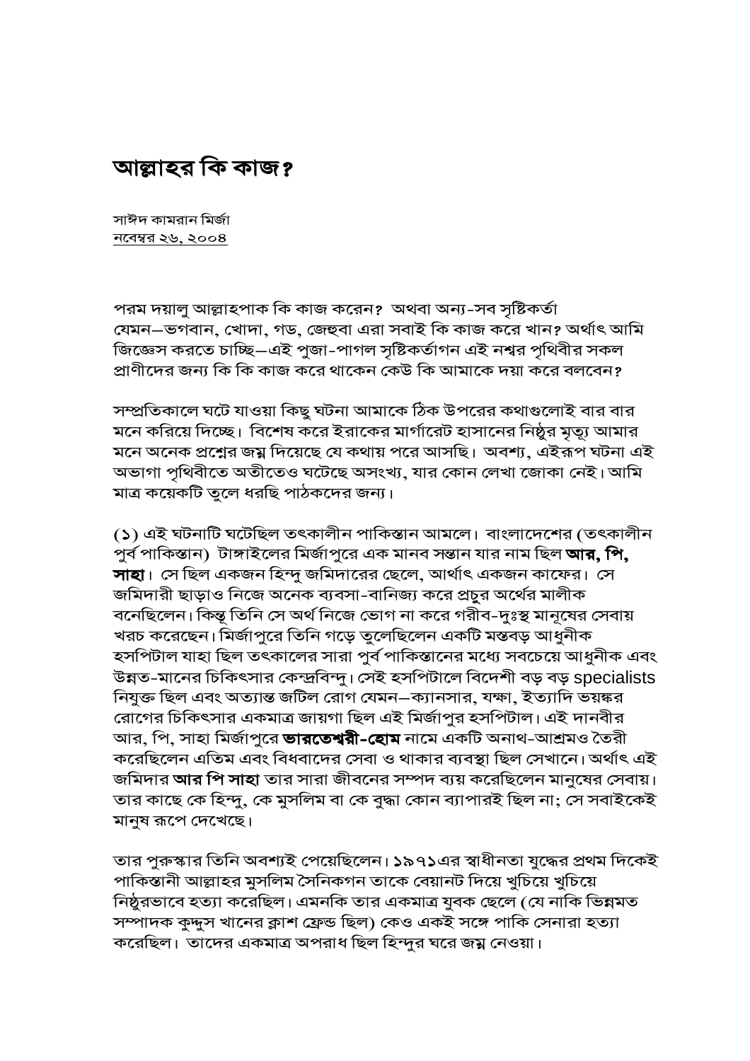# আল্লাহর কি কাজ?

সাঈদ কামরান মির্জা
নবেম্বর ২৬, ২০০৪

পরম দয়ালু আল্লাহপাক কি কাজ করেন? অথবা অন্য-সব সৃষ্টিকর্তা যেমন—ভগবান, খোদা, গড, জেহুবা এরা সবাই কি কাজ করে খান? অর্থাৎ আমি জিজ্ঞেস করতে চাচ্ছি—এই পুজা-পাগল সৃষ্টিকর্তাগন এই নশ্বর পৃথিবীর সকল প্রাণীদের জন্য কি কি কাজ করে থাকেন কেউ কি আমাকে দয়া করে বলবেন?

সম্প্রতিকালে ঘটে যাওয়া কিছু ঘটনা আমাকে ঠিক উপরের কথাগুলোই বার বার মনে করিয়ে দিচ্ছে। বিশেষ করে ইরাকের মার্গারেট হাসানের নিষ্ঠুর মৃত্যু আমার মনে অনেক প্রশ্নের জন্ম দিয়েছে যে কথায় পরে আসছি। অবশ্য, এইরূপ ঘটনা এই অভাগা পৃথিবীতে অতীতেও ঘটেছে অসংখ্য, যার কোন লেখা জোকা নেই। আমি মাত্র কয়েকটি তুলে ধরছি পাঠকদের জন্য।

(১) এই ঘটনাটি ঘটেছিল তৎকালীন পাকিস্তান আমলে। বাংলাদেশের (তৎকালীন পুর্ব পাকিস্তান) টাঙ্গাইলের মির্জাপুরে এক মানব সন্তান যার নাম ছিল **আর, পি, সাহা**। সে ছিল একজন হিন্দু জমিদারের ছেলে, আর্থাৎ একজন কাফের। সে জমিদারী ছাড়াও নিজে অনেক ব্যবসা-বানিজ্য করে প্রচুর অর্থের মালীক বনেছিলেন। কিন্তু তিনি সে অর্থ নিজে ভোগ না করে গরীব-দুঃস্থ মানুষের সেবায় খরচ করেছেন। মির্জাপুরে তিনি গড়ে তুলেছিলেন একটি মস্তবড় আধুনীক হসপিটাল যাহা ছিল তৎকালের সারা পুর্ব পাকিস্তানের মধ্যে সবচেয়ে আধুনীক এবং উন্নত-মানের চিকিৎসার কেন্দ্রবিন্দু। সেই হসপিটালে বিদেশী বড় বড় specialists নিযুক্ত ছিল এবং অত্যান্ত জটিল রোগ যেমন—ক্যানসার, যক্ষা, ইত্যাদি ভয়ঙ্কর রোগের চিকিৎসার একমাত্র জায়গা ছিল এই মির্জাপুর হসপিটাল। এই দানবীর আর, পি, সাহা মির্জাপুরে **ভারতেশ্বরী-হোম** নামে একটি অনাথ-আশ্রমও তৈরী করেছিলেন এতিম এবং বিধবাদের সেবা ও থাকার ব্যবস্থা ছিল সেখানে। অর্থাৎ এই জমিদার **আর পি সাহা** তার সারা জীবনের সম্পদ ব্যয় করেছিলেন মানুষের সেবায়। তার কাছে কে হিন্দু, কে মুসলিম বা কে বুদ্ধা কোন ব্যাপারই ছিল না; সে সবাইকেই মানুষ রূপে দেখেছে।

তার পুরুস্কার তিনি অবশ্যই পেয়েছিলেন। ১৯৭১এর স্বাধীনতা যুদ্ধের প্রথম দিকেই পাকিস্তানী আল্লাহর মুসলিম সৈনিকগন তাকে বেয়ানট দিয়ে খুচিয়ে খুচিয়ে নিষ্ঠুরভাবে হত্যা করেছিল। এমনকি তার একমাত্র যুবক ছেলে (যে নাকি ভিন্নমত সম্পাদক কুদ্দুস খানের ক্লাশ ফ্রেন্ড ছিল) কেও একই সঙ্গে পাকি সেনারা হত্যা করেছিল। তাদের একমাত্র অপরাধ ছিল হিন্দুর ঘরে জন্ম নেওয়া।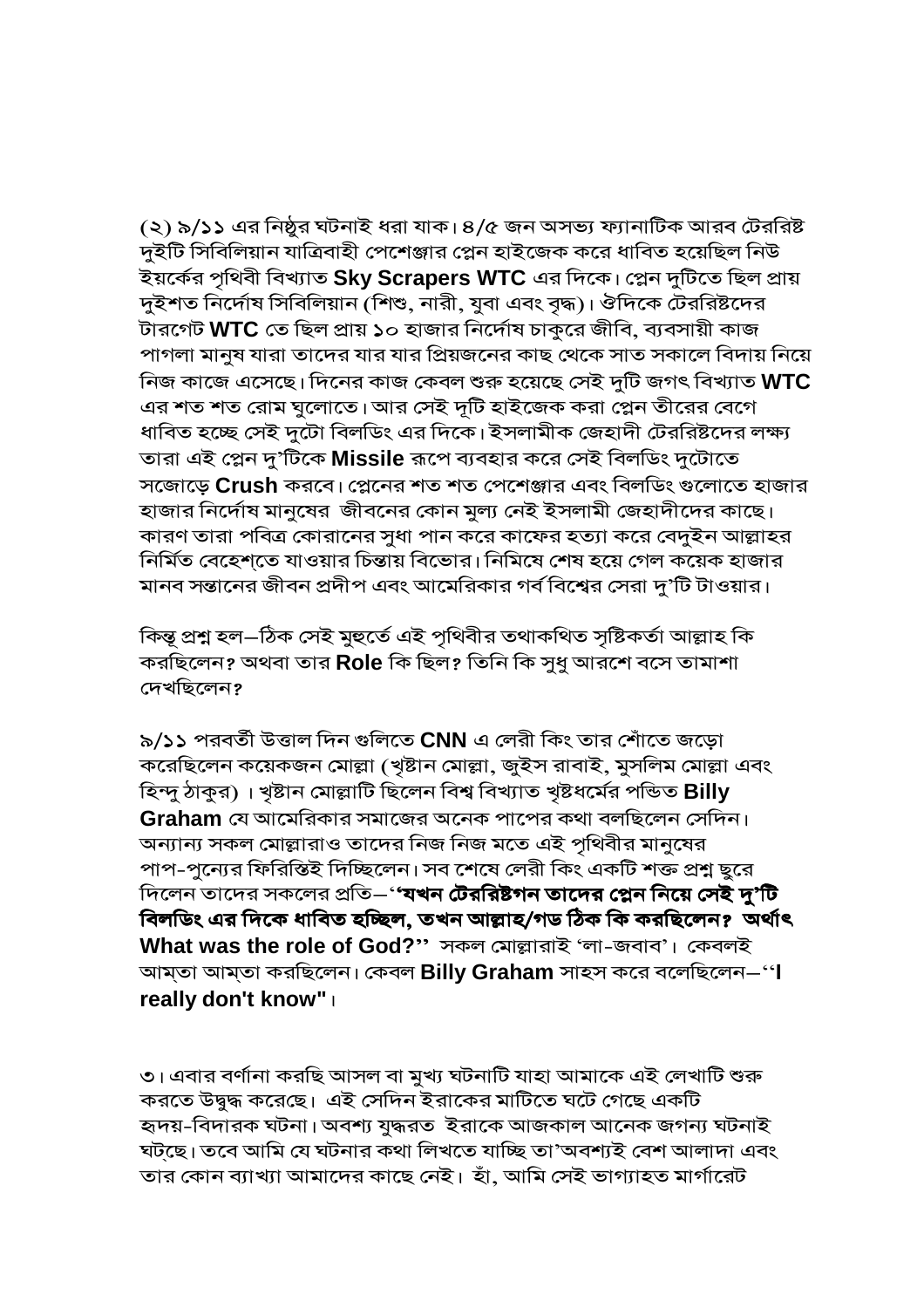(২) ৯/১১ এর নিষ্ঠুর ঘটনাই ধরা যাক। ৪/৫ জন অসভ্য ফ্যানাটিক আরব টেররিষ্ট দুইটি সিবিলিয়ান যাত্রিবাহী পেশেঞ্জার প্লেন হাইজেক করে ধাবিত হয়েছিল নিউ ইয়র্কের পৃথিবী বিখ্যাত **Sky Scrapers WTC** এর দিকে। প্লেন দুটিতে ছিল প্রায় দুইশত নির্দোষ সিবিলিয়ান (শিশু, নারী, যুবা এবং বৃদ্ধ)। ওঁদিকে টেররিষ্টদের টারগেট **WTC** তে ছিল প্রায় ১০ হাজার নির্দোষ চাকুরে জীবি, ব্যবসায়ী কাজ পাগলা মানুষ যারা তাদের যার যার প্রিয়জনের কাছ থেকে সাত সকালে বিদায় নিয়ে নিজ কাজে এসেছে। দিনের কাজ কেবল শুরু হয়েছে সেই দুটি জগৎ বিখ্যাত **WTC** এর শত শত রোম ঘুলোতে। আর সেই দুটি হাইজেক করা প্লেন তীরের বেগে ধাবিত হচ্ছে সেই দুটো বিলডিং এর দিকে। ইসলামীক জেহাদী টেররিষ্টদের লক্ষ্য তারা এই প্লেন দু'টিকে **Missile** রূপে ব্যবহার করে সেই বিলডিং দুটোতে সজোড়ে **Crush** করবে। প্লেনের শত শত পেশেঞ্জার এবং বিলডিং গুলোতে হাজার হাজার নির্দোষ মানুষের জীবনের কোন মুল্য নেই ইসলামী জেহাদীদের কাছে। কারণ তারা পবিত্র কোরানের সুধা পান করে কাফের হত্যা করে বেদুইন আল্লাহর নির্মিত বেহেশ্‌তে যাওয়ার চিন্তায় বিভোর। নিমিষে শেষ হয়ে গেল কয়েক হাজার মানব সন্তানের জীবন প্রদীপ এবং আমেরিকার গর্ব বিশ্বের সেরা দু'টি টাওয়ার।

কিন্তু প্রশ্ন হল—ঠিক সেই মুহূর্তে এই পৃথিবীর তথাকথিত সৃষ্টিকর্তা আল্লাহ কি করছিলেন? অথবা তার **Role** কি ছিল? তিনি কি সুধু আরশে বসে তামাশা দেখছিলেন?

৯/১১ পরবর্তী উত্তাল দিন গুলিতে **CNN** এ লেরী কিং তার শোঁতে জড়ো করেছিলেন কয়েকজন মোল্লা (খৃষ্টান মোল্লা, জুইস রাবাই, মুসলিম মোল্লা এবং হিন্দু ঠাকুর)। খৃষ্টান মোল্লাটি ছিলেন বিশ্ব বিখ্যাত খৃষ্টধর্মের পন্ডিত **Billy Graham** যে আমেরিকার সমাজের অনেক পাপের কথা বলছিলেন সেদিন। অন্যান্য সকল মোল্লারাও তাদের নিজ নিজ মতে এই পৃথিবীর মানুষের পাপ-পুন্যের ফিরিস্তিই দিচ্ছিলেন। সব শেষে লেরী কিং একটি শক্ত প্রশ্ন ছুরে দিলেন তাদের সকলের প্রতি—**''যখন টেররিষ্টগন তাদের প্লেন নিয়ে সেই দু'টি বিলডিং এর দিকে ধাবিত হচ্ছিল, তখন আল্লাহ/গড ঠিক কি করছিলেন? অর্থাৎ What was the role of God?''** সকল মোল্লারাই 'লা-জবাব'। কেবলই আম্‌তা আম্‌তা করছিলেন। কেবল **Billy Graham** সাহস করে বলেছিলেন—**''I really don't know"**।

৩। এবার বর্ণানা করছি আসল বা মুখ্য ঘটনাটি যাহা আমাকে এই লেখাটি শুরু করতে উদ্বুদ্ধ করেছে। এই সেদিন ইরাকের মাটিতে ঘটে গেছে একটি হৃদয়-বিদারক ঘটনা। অবশ্য যুদ্ধরত ইরাকে আজকাল আনেক জগন্য ঘটনাই ঘট্‌ছে। তবে আমি যে ঘটনার কথা লিখতে যাচ্ছি তা'অবশ্যই বেশ আলাদা এবং তার কোন ব্যাখ্যা আমাদের কাছে নেই। হাঁ, আমি সেই ভাগ্যাহত মার্গারেট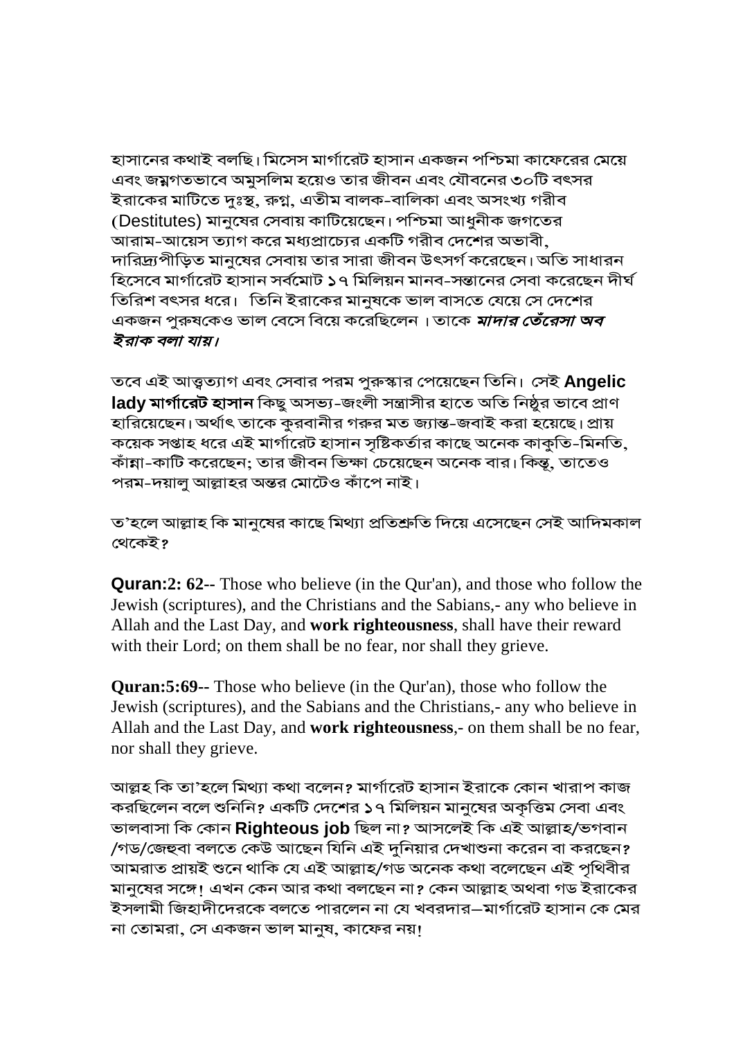হাসানের কথাই বলছি। মিসেস মার্গারেট হাসান একজন পশ্চিমা কাফেরের মেয়ে এবং জন্মগতভাবে অমুসলিম হয়েও তার জীবন এবং যৌবনের ৩০টি বৎসর ইরাকের মাটিতে দুঃস্থ, রুগ্ন, এতীম বালক-বালিকা এবং অসংখ্য গরীব (Destitutes) মানুষের সেবায় কাটিয়েছেন। পশ্চিমা আধুনীক জগতের আরাম-আয়েস ত্যাগ করে মধ্যপ্রাচ্যের একটি গরীব দেশের অভাবী, দারিদ্র্যপীড়িত মানুষের সেবায় তার সারা জীবন উৎসর্গ করেছেন। অতি সাধারন হিসেবে মার্গারেট হাসান সর্বমোট ১৭ মিলিয়ন মানব-সন্তানের সেবা করেছেন দীর্ঘ তিরিশ বৎসর ধরে। তিনি ইরাকের মানুষকে ভাল বাসতে যেয়ে সে দেশের একজন পুরুষকেও ভাল বেসে বিয়ে করেছিলেন । তাকে ***মাদার তেঁরেসা অব ইরাক বলা যায়।***

তবে এই আত্বত্যাগ এবং সেবার পরম পুরুস্কার পেয়েছেন তিনি। সেই **Angelic lady মার্গারেট হাসান** কিছু অসভ্য-জংলী সন্ত্রাসীর হাতে অতি নিষ্ঠুর ভাবে প্রাণ হারিয়েছেন। অর্থাৎ তাকে কুরবানীর গরুর মত জ্যান্ত-জবাই করা হয়েছে। প্রায় কয়েক সপ্তাহ ধরে এই মার্গারেট হাসান সৃষ্টিকর্তার কাছে অনেক কাকুতি-মিনতি, কাঁন্না-কাটি করেছেন; তার জীবন ভিক্ষা চেয়েছেন অনেক বার। কিন্তু, তাতেও পরম-দয়ালু আল্লাহর অন্তর মোটেও কাঁপে নাই।

ত'হলে আল্লাহ কি মানুষের কাছে মিথ্যা প্রতিশ্রুতি দিয়ে এসেছেন সেই আদিমকাল থেকেই?

**Quran:2: 62**-- Those who believe (in the Qur'an), and those who follow the Jewish (scriptures), and the Christians and the Sabians,- any who believe in Allah and the Last Day, and **work righteousness**, shall have their reward with their Lord; on them shall be no fear, nor shall they grieve.

**Quran:5:69--** Those who believe (in the Qur'an), those who follow the Jewish (scriptures), and the Sabians and the Christians,- any who believe in Allah and the Last Day, and **work righteousness**,- on them shall be no fear, nor shall they grieve.

আল্লহ কি তা'হলে মিথ্যা কথা বলেন? মার্গারেট হাসান ইরাকে কোন খারাপ কাজ করছিলেন বলে শুনিনি? একটি দেশের ১৭ মিলিয়ন মানুষের অকৃত্তিম সেবা এবং ভালবাসা কি কোন **Righteous job** ছিল না? আসলেই কি এই আল্লাহ/ভগবান /গড/জেহুবা বলতে কেউ আছেন যিনি এই দুনিয়ার দেখাশুনা করেন বা করছেন? আমরাত প্রায়ই শুনে থাকি যে এই আল্লাহ/গড অনেক কথা বলেছেন এই পৃথিবীর মানুষের সঙ্গে! এখন কেন আর কথা বলছেন না? কেন আল্লাহ অথবা গড ইরাকের ইসলামী জিহাদীদেরকে বলতে পারলেন না যে খবরদার—মার্গারেট হাসান কে মের না তোমরা, সে একজন ভাল মানুষ, কাফের নয়!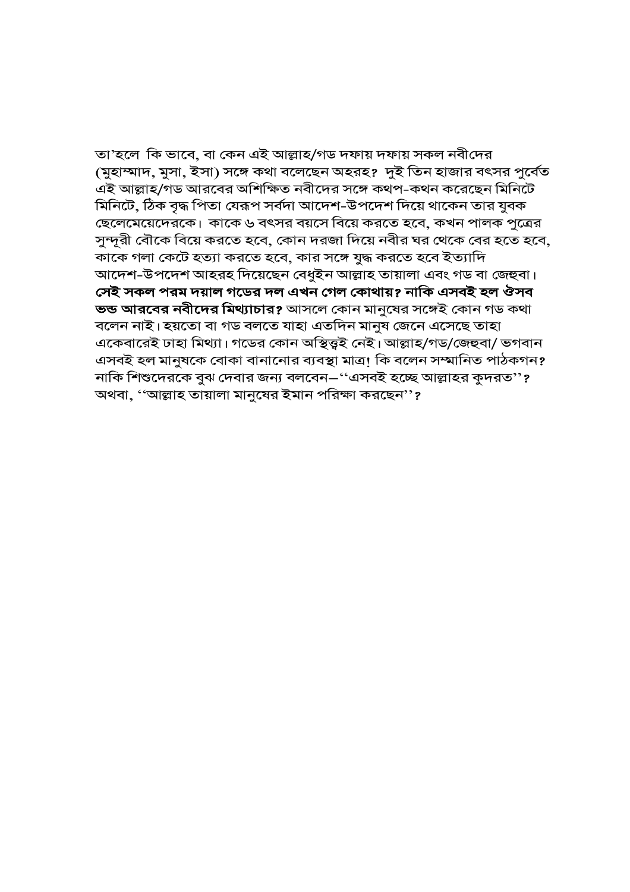তা'হলে কি ভাবে, বা কেন এই আল্লাহ/গড দফায় দফায় সকল নবীদের (মুহাম্মাদ, মুসা, ইসা) সঙ্গে কথা বলেছেন অহরহ? দুই তিন হাজার বৎসর পুর্বেত এই আল্লাহ/গড আরবের অশিক্ষিত নবীদের সঙ্গে কথপ-কথন করেছেন মিনিটে মিনিটে, ঠিক বৃদ্ধ পিতা যেরূপ সর্বদা আদেশ-উপদেশ দিয়ে থাকেন তার যুবক ছেলেমেয়েদেরকে। কাকে ৬ বৎসর বয়সে বিয়ে করতে হবে, কখন পালক পুত্রের সুন্দরী বৌকে বিয়ে করতে হবে, কোন দরজা দিয়ে নবীর ঘর থেকে বের হতে হবে, কাকে গলা কেটে হত্যা করতে হবে, কার সঙ্গে যুদ্ধ করতে হবে ইত্যাদি আদেশ-উপদেশ আহরহ দিয়েছেন বেধুইন আল্লাহ তায়ালা এবং গড বা জেহুবা। **সেই সকল পরম দয়াল গডের দল এখন গেল কোথায়? নাকি এসবই হল ঔসব ভন্ড আরবের নবীদের মিথ্যাচার?** আসলে কোন মানুষের সঙ্গেই কোন গড কথা বলেন নাই। হয়তো বা গড বলতে যাহা এতদিন মানুষ জেনে এসেছে তাহা একেবারেই ঢাহা মিথ্যা। গডের কোন অস্থিত্বই নেই। আল্লাহ/গড/জেহুবা/ ভগবান এসবই হল মানুষকে বোকা বানানোর ব্যবস্থা মাত্র! কি বলেন সম্মানিত পাঠকগন? নাকি শিশুদেরকে বুঝ দেবার জন্য বলবেন—''এসবই হচ্ছে আল্লাহর কুদরত''? অথবা, ''আল্লাহ তায়ালা মানুষের ইমান পরিক্ষা করছেন''?